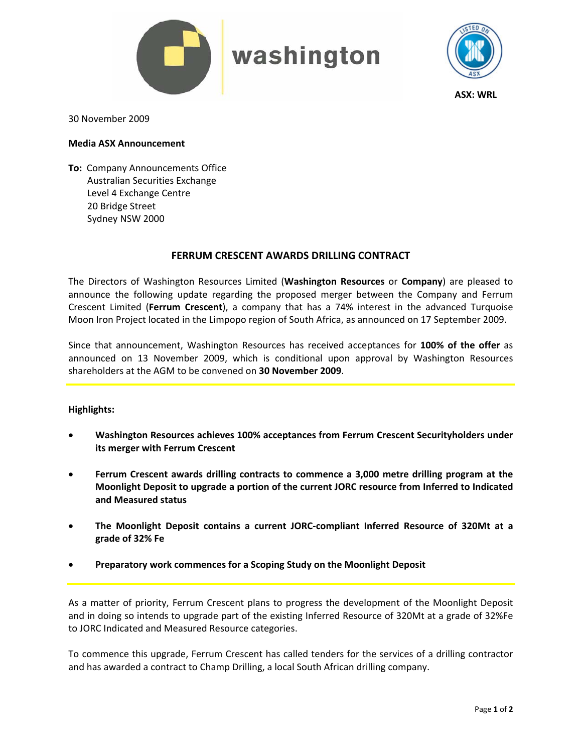washington

ASX: WRL

30 November 2009

**Media ASX Announcement**

**To:** Company Announcements Office
Australian Securities Exchange
Level 4 Exchange Centre
20 Bridge Street
Sydney NSW 2000

## FERRUM CRESCENT AWARDS DRILLING CONTRACT

The Directors of Washington Resources Limited (**Washington Resources** or **Company**) are pleased to announce the following update regarding the proposed merger between the Company and Ferrum Crescent Limited (**Ferrum Crescent**), a company that has a 74% interest in the advanced Turquoise Moon Iron Project located in the Limpopo region of South Africa, as announced on 17 September 2009.

Since that announcement, Washington Resources has received acceptances for **100% of the offer** as announced on 13 November 2009, which is conditional upon approval by Washington Resources shareholders at the AGM to be convened on **30 November 2009**.

**Highlights:**

- **Washington Resources achieves 100% acceptances from Ferrum Crescent Securityholders under its merger with Ferrum Crescent**
- **Ferrum Crescent awards drilling contracts to commence a 3,000 metre drilling program at the Moonlight Deposit to upgrade a portion of the current JORC resource from Inferred to Indicated and Measured status**
- **The Moonlight Deposit contains a current JORC-compliant Inferred Resource of 320Mt at a grade of 32% Fe**
- **Preparatory work commences for a Scoping Study on the Moonlight Deposit**

As a matter of priority, Ferrum Crescent plans to progress the development of the Moonlight Deposit and in doing so intends to upgrade part of the existing Inferred Resource of 320Mt at a grade of 32%Fe to JORC Indicated and Measured Resource categories.

To commence this upgrade, Ferrum Crescent has called tenders for the services of a drilling contractor and has awarded a contract to Champ Drilling, a local South African drilling company.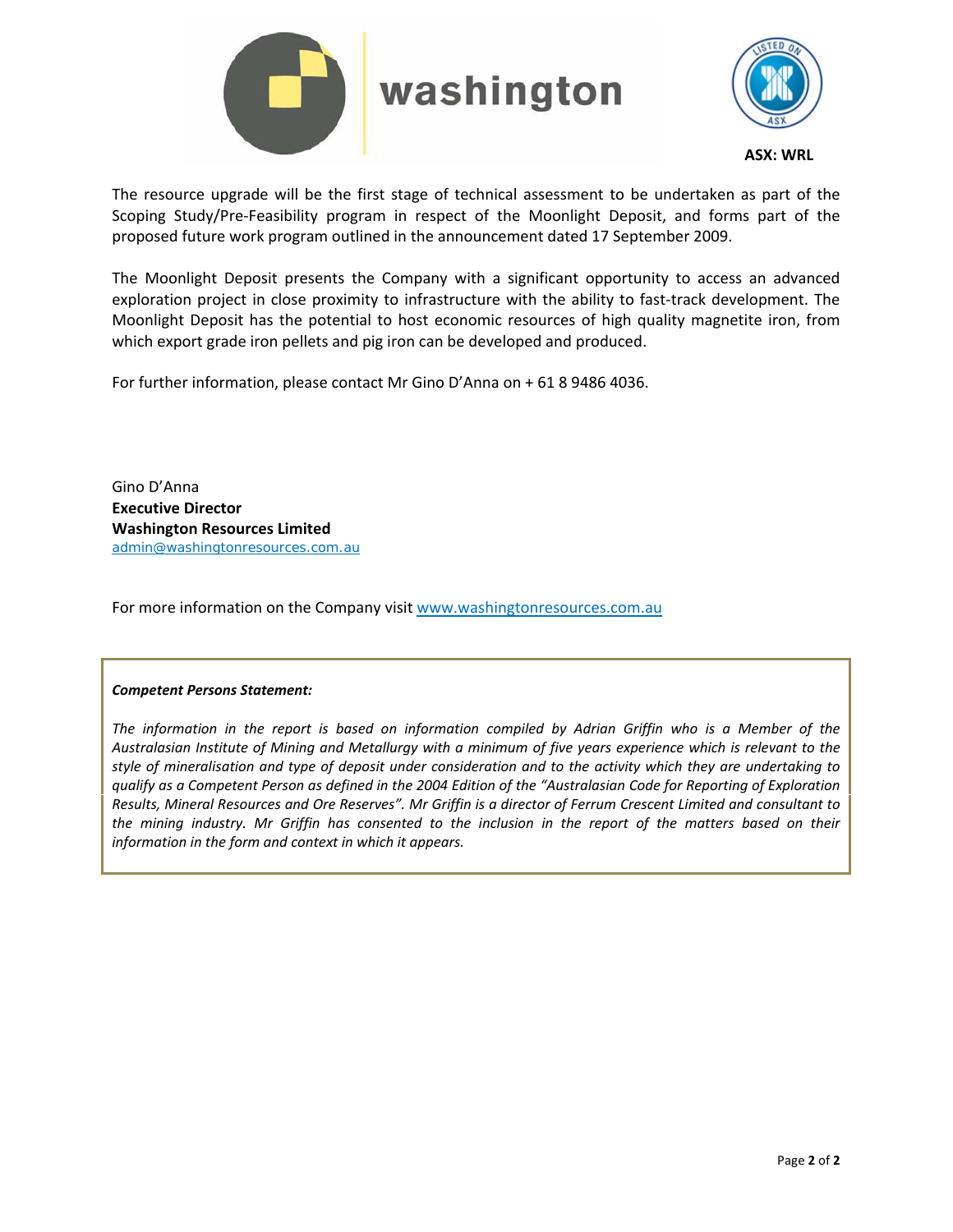The resource upgrade will be the first stage of technical assessment to be undertaken as part of the Scoping Study/Pre-Feasibility program in respect of the Moonlight Deposit, and forms part of the proposed future work program outlined in the announcement dated 17 September 2009.

The Moonlight Deposit presents the Company with a significant opportunity to access an advanced exploration project in close proximity to infrastructure with the ability to fast-track development. The Moonlight Deposit has the potential to host economic resources of high quality magnetite iron, from which export grade iron pellets and pig iron can be developed and produced.

For further information, please contact Mr Gino D'Anna on + 61 8 9486 4036.

Gino D'Anna
**Executive Director**
**Washington Resources Limited**
admin@washingtonresources.com.au

For more information on the Company visit www.washingtonresources.com.au

***Competent Persons Statement:***

*The information in the report is based on information compiled by Adrian Griffin who is a Member of the Australasian Institute of Mining and Metallurgy with a minimum of five years experience which is relevant to the style of mineralisation and type of deposit under consideration and to the activity which they are undertaking to qualify as a Competent Person as defined in the 2004 Edition of the "Australasian Code for Reporting of Exploration Results, Mineral Resources and Ore Reserves". Mr Griffin is a director of Ferrum Crescent Limited and consultant to the mining industry. Mr Griffin has consented to the inclusion in the report of the matters based on their information in the form and context in which it appears.*